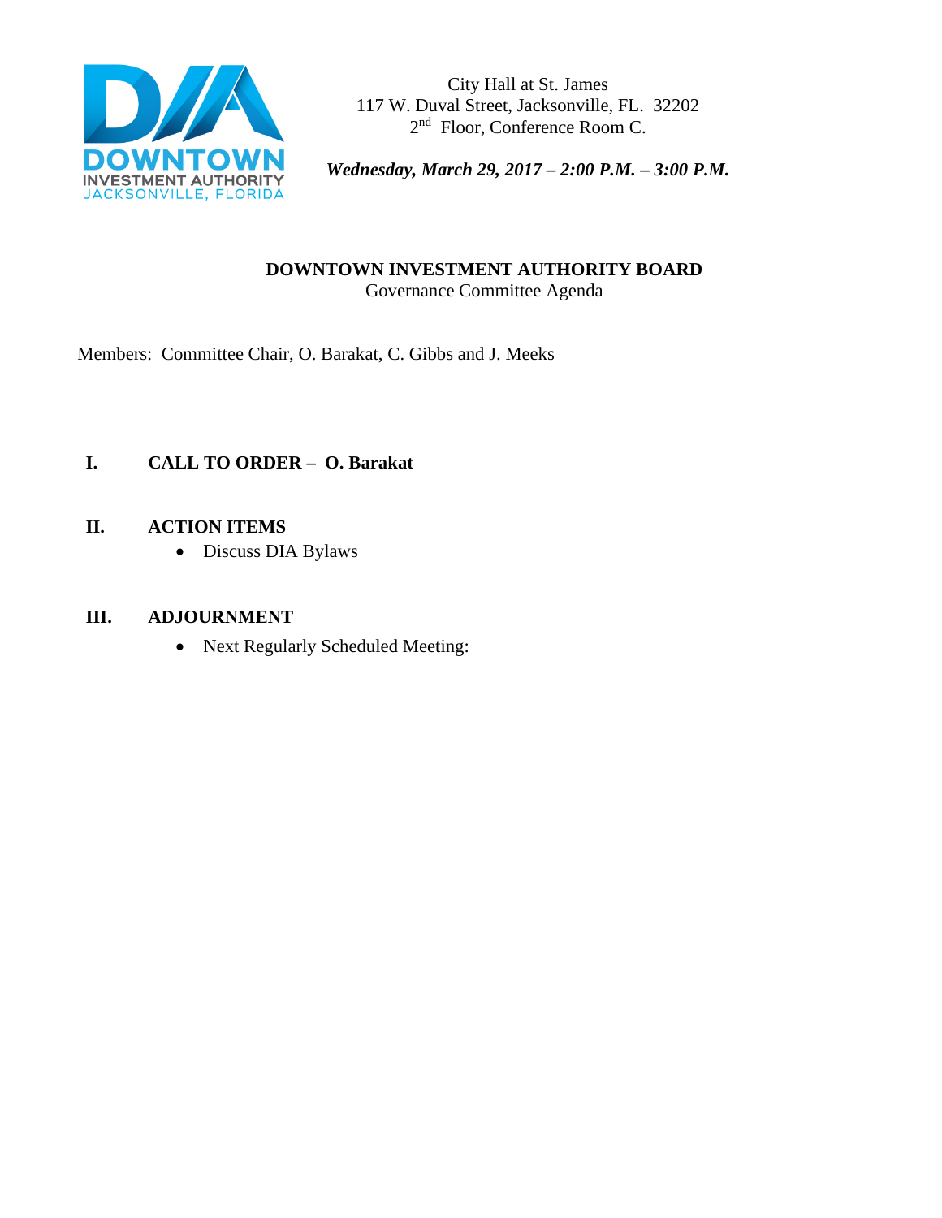DOWNTOWN
INVESTMENT AUTHORITY
JACKSONVILLE, FLORIDA

City Hall at St. James
117 W. Duval Street, Jacksonville, FL. 32202
2nd Floor, Conference Room C.

***Wednesday, March 29, 2017 – 2:00 P.M. – 3:00 P.M.***

**DOWNTOWN INVESTMENT AUTHORITY BOARD**
Governance Committee Agenda

Members: Committee Chair, O. Barakat, C. Gibbs and J. Meeks

**I. CALL TO ORDER – O. Barakat**

**II. ACTION ITEMS**

- Discuss DIA Bylaws

**III. ADJOURNMENT**

- Next Regularly Scheduled Meeting: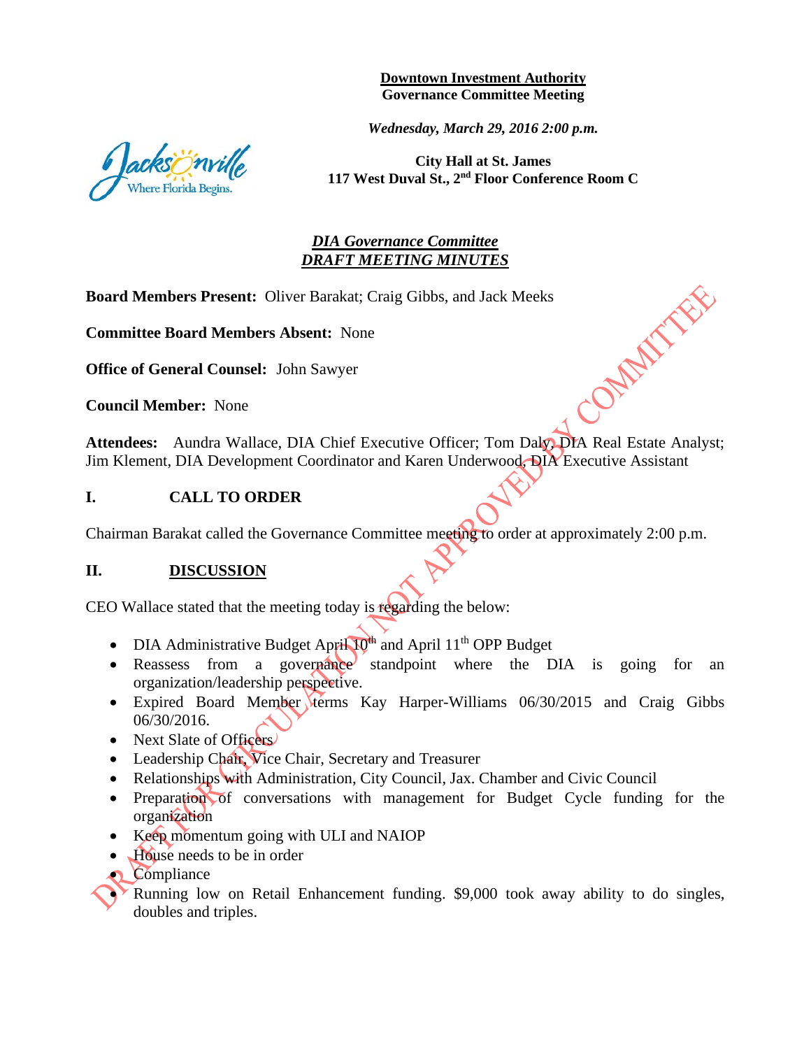**Downtown Investment Authority**
**Governance Committee Meeting**

*Wednesday, March 29, 2016 2:00 p.m.*

**City Hall at St. James**
**117 West Duval St., 2nd Floor Conference Room C**

***DIA Governance Committee***
***DRAFT MEETING MINUTES***

**Board Members Present:** Oliver Barakat; Craig Gibbs, and Jack Meeks

**Committee Board Members Absent:** None

**Office of General Counsel:** John Sawyer

**Council Member:** None

**Attendees:** Aundra Wallace, DIA Chief Executive Officer; Tom Daly, DIA Real Estate Analyst; Jim Klement, DIA Development Coordinator and Karen Underwood, DIA Executive Assistant

## I. CALL TO ORDER

Chairman Barakat called the Governance Committee meeting to order at approximately 2:00 p.m.

## II. DISCUSSION

CEO Wallace stated that the meeting today is regarding the below:

- DIA Administrative Budget April 10th and April 11th OPP Budget
- Reassess from a governance standpoint where the DIA is going for an organization/leadership perspective.
- Expired Board Member terms Kay Harper-Williams 06/30/2015 and Craig Gibbs 06/30/2016.
- Next Slate of Officers
- Leadership Chair, Vice Chair, Secretary and Treasurer
- Relationships with Administration, City Council, Jax. Chamber and Civic Council
- Preparation of conversations with management for Budget Cycle funding for the organization
- Keep momentum going with ULI and NAIOP
- House needs to be in order
- Compliance
- Running low on Retail Enhancement funding. $9,000 took away ability to do singles, doubles and triples.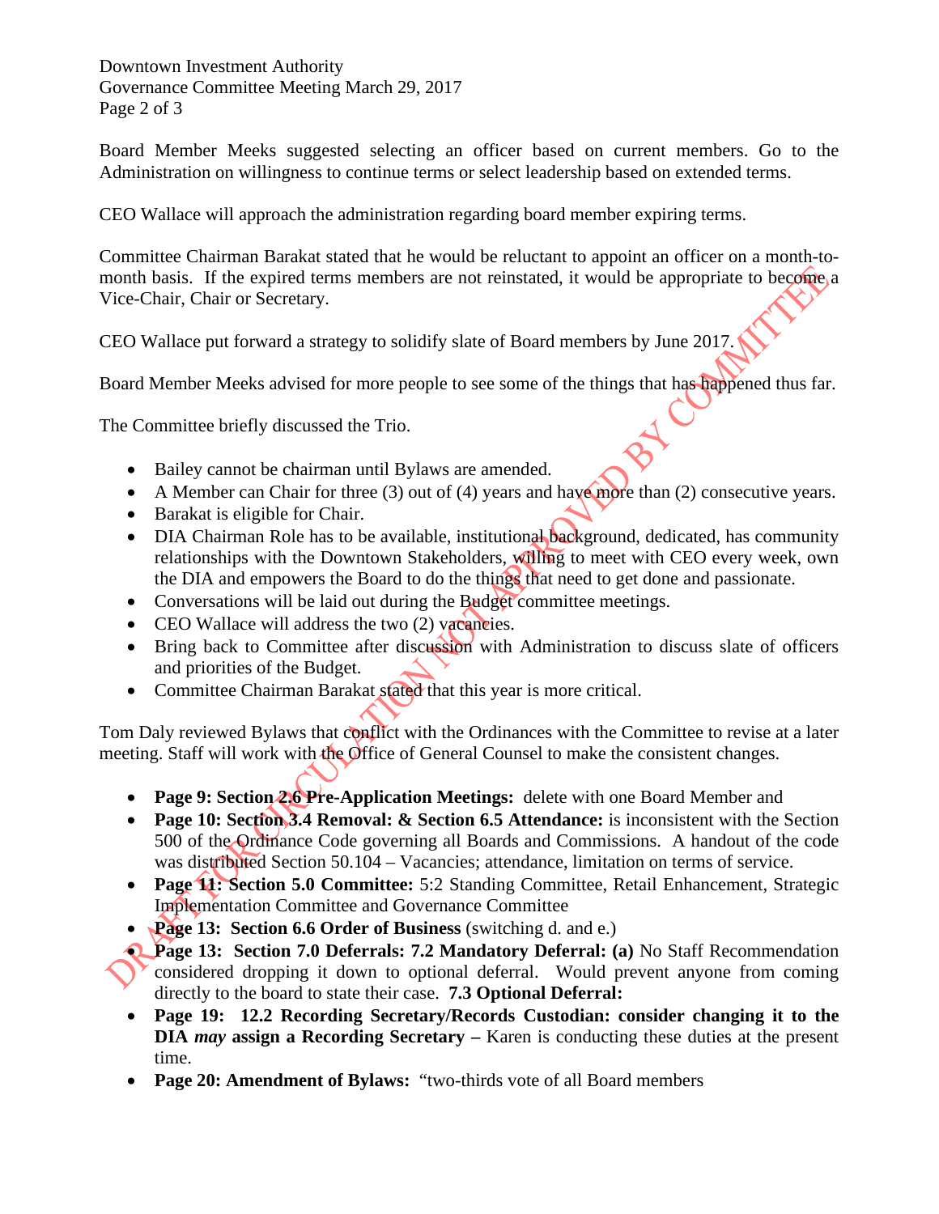Board Member Meeks suggested selecting an officer based on current members. Go to the Administration on willingness to continue terms or select leadership based on extended terms.

CEO Wallace will approach the administration regarding board member expiring terms.

Committee Chairman Barakat stated that he would be reluctant to appoint an officer on a month-to-month basis. If the expired terms members are not reinstated, it would be appropriate to become a Vice-Chair, Chair or Secretary.

CEO Wallace put forward a strategy to solidify slate of Board members by June 2017.

Board Member Meeks advised for more people to see some of the things that has happened thus far.

The Committee briefly discussed the Trio.

- Bailey cannot be chairman until Bylaws are amended.
- A Member can Chair for three (3) out of (4) years and have more than (2) consecutive years.
- Barakat is eligible for Chair.
- DIA Chairman Role has to be available, institutional background, dedicated, has community relationships with the Downtown Stakeholders, willing to meet with CEO every week, own the DIA and empowers the Board to do the things that need to get done and passionate.
- Conversations will be laid out during the Budget committee meetings.
- CEO Wallace will address the two (2) vacancies.
- Bring back to Committee after discussion with Administration to discuss slate of officers and priorities of the Budget.
- Committee Chairman Barakat stated that this year is more critical.

Tom Daly reviewed Bylaws that conflict with the Ordinances with the Committee to revise at a later meeting. Staff will work with the Office of General Counsel to make the consistent changes.

- **Page 9: Section 2.6 Pre-Application Meetings:** delete with one Board Member and
- **Page 10: Section 3.4 Removal: & Section 6.5 Attendance:** is inconsistent with the Section 500 of the Ordinance Code governing all Boards and Commissions. A handout of the code was distributed Section 50.104 – Vacancies; attendance, limitation on terms of service.
- **Page 11: Section 5.0 Committee:** 5:2 Standing Committee, Retail Enhancement, Strategic Implementation Committee and Governance Committee
- **Page 13: Section 6.6 Order of Business** (switching d. and e.)
- **Page 13: Section 7.0 Deferrals: 7.2 Mandatory Deferral: (a)** No Staff Recommendation considered dropping it down to optional deferral. Would prevent anyone from coming directly to the board to state their case. **7.3 Optional Deferral:**
- **Page 19: 12.2 Recording Secretary/Records Custodian: consider changing it to the DIA *may* assign a Recording Secretary –** Karen is conducting these duties at the present time.
- **Page 20: Amendment of Bylaws:** "two-thirds vote of all Board members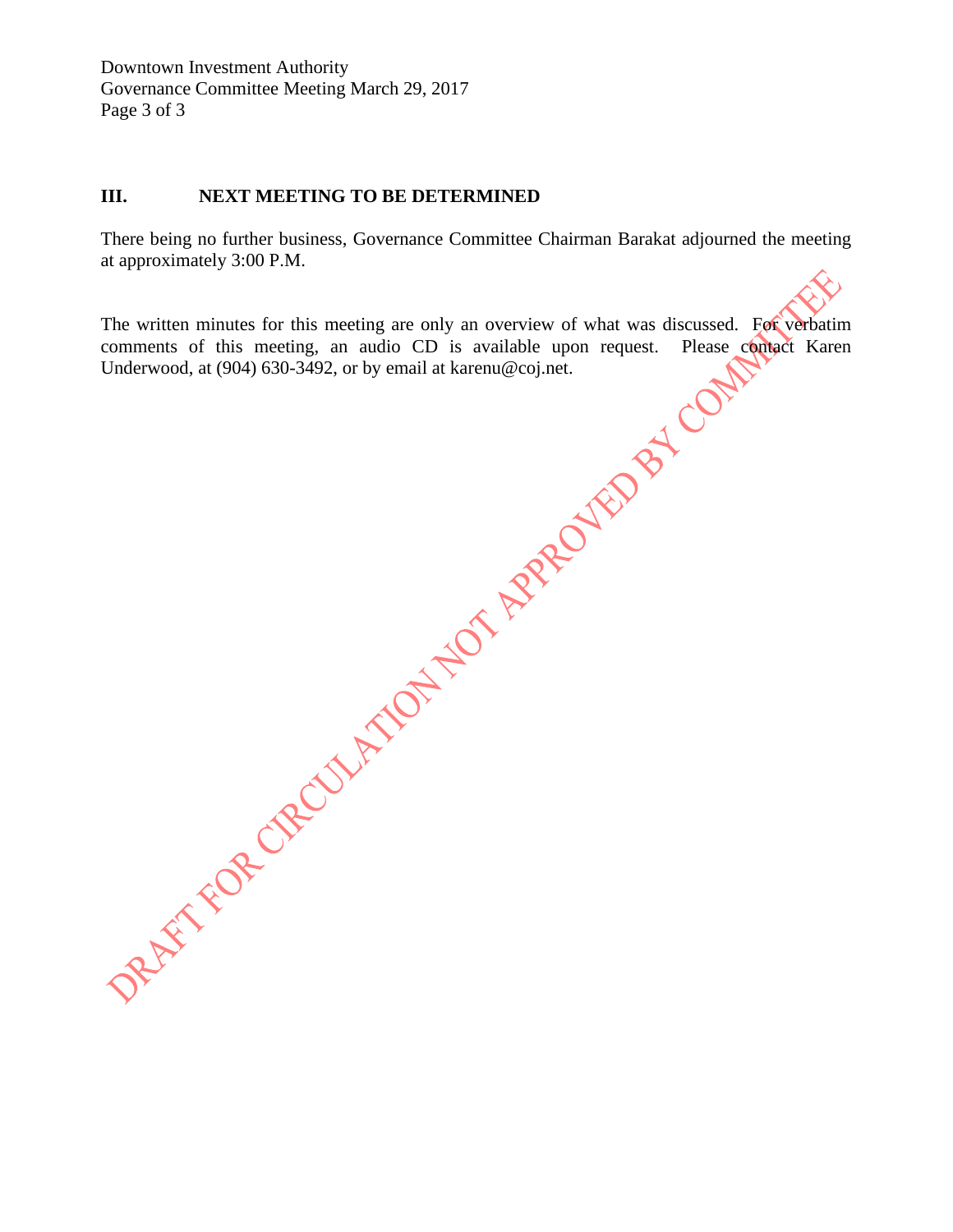## III. NEXT MEETING TO BE DETERMINED

There being no further business, Governance Committee Chairman Barakat adjourned the meeting at approximately 3:00 P.M.

The written minutes for this meeting are only an overview of what was discussed. For verbatim comments of this meeting, an audio CD is available upon request. Please contact Karen Underwood, at (904) 630-3492, or by email at karenu@coj.net.

DRAFT FOR CIRCULATION NOT APPROVED BY COMMITTEE